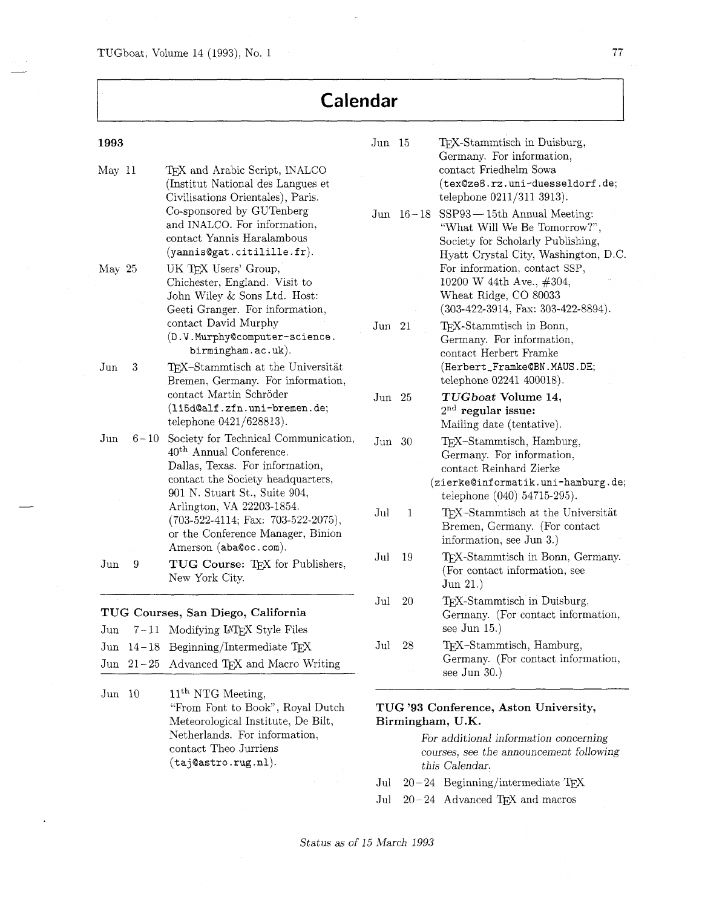# Calendar

## 1993

**May 11** — TeX and Arabic Script, INALCO (Institut National des Langues et Civilisations Orientales), Paris. Co-sponsored by GUTenberg and INALCO. For information, contact Yannis Haralambous (yannis@gat.citilille.fr).

**May 25** — UK TeX Users' Group, Chichester, England. Visit to John Wiley & Sons Ltd. Host: Geeti Granger. For information, contact David Murphy (D.V.Murphy@computer-science.birmingham.ac.uk).

**Jun 3** — TeX–Stammtisch at the Universität Bremen, Germany. For information, contact Martin Schröder (115d@alf.zfn.uni-bremen.de; telephone 0421/628813).

**Jun 6–10** — Society for Technical Communication, 40th Annual Conference. Dallas, Texas. For information, contact the Society headquarters, 901 N. Stuart St., Suite 904, Arlington, VA 22203-1854. (703-522-4114; Fax: 703-522-2075), or the Conference Manager, Binion Amerson (aba@oc.com).

**Jun 9** — **TUG Course:** TeX for Publishers, New York City.

---

### TUG Courses, San Diego, California

- Jun 7–11 Modifying LaTeX Style Files
- Jun 14–18 Beginning/Intermediate TeX
- Jun 21–25 Advanced TeX and Macro Writing

---

**Jun 10** — 11th NTG Meeting, "From Font to Book", Royal Dutch Meteorological Institute, De Bilt, Netherlands. For information, contact Theo Jurriens (taj@astro.rug.nl).

**Jun 15** — TeX-Stammtisch in Duisburg, Germany. For information, contact Friedhelm Sowa (tex@ze8.rz.uni-duesseldorf.de; telephone 0211/311 3913).

**Jun 16–18** — SSP93 — 15th Annual Meeting: "What Will We Be Tomorrow?", Society for Scholarly Publishing, Hyatt Crystal City, Washington, D.C. For information, contact SSP, 10200 W 44th Ave., #304, Wheat Ridge, CO 80033 (303-422-3914, Fax: 303-422-8894).

**Jun 21** — TeX-Stammtisch in Bonn, Germany. For information, contact Herbert Framke (Herbert_Framke@BN.MAUS.DE; telephone 02241 400018).

**Jun 25** — ***TUGboat* Volume 14, 2nd regular issue:** Mailing date (tentative).

**Jun 30** — TeX-Stammtisch, Hamburg, Germany. For information, contact Reinhard Zierke (zierke@informatik.uni-hamburg.de; telephone (040) 54715-295).

**Jul 1** — TeX-Stammtisch at the Universität Bremen, Germany. (For contact information, see Jun 3.)

**Jul 19** — TeX-Stammtisch in Bonn, Germany. (For contact information, see Jun 21.)

**Jul 20** — TeX-Stammtisch in Duisburg, Germany. (For contact information, see Jun 15.)

**Jul 28** — TeX-Stammtisch, Hamburg, Germany. (For contact information, see Jun 30.)

---

### TUG '93 Conference, Aston University, Birmingham, U.K.

*For additional information concerning courses, see the announcement following this Calendar.*

- Jul 20–24 Beginning/intermediate TeX
- Jul 20–24 Advanced TeX and macros

*Status as of 15 March 1993*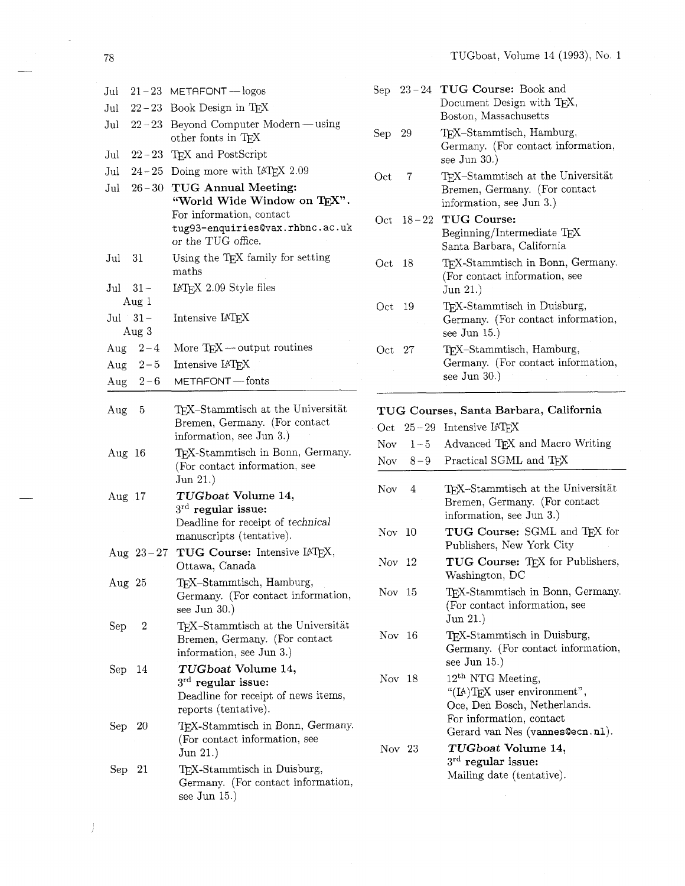| | |
|---|---|
| Jul 21 – 23 | METAFONT — logos |
| Jul 22 – 23 | Book Design in TeX |
| Jul 22 – 23 | Beyond Computer Modern — using other fonts in TeX |
| Jul 22 – 23 | TeX and PostScript |
| Jul 24 – 25 | Doing more with LaTeX 2.09 |
| Jul 26 – 30 | **TUG Annual Meeting: "World Wide Window on TeX".** For information, contact `tug93-enquiries@vax.rhbnc.ac.uk` or the TUG office. |
| Jul 31 | Using the TeX family for setting maths |
| Jul 31 – Aug 1 | LaTeX 2.09 Style files |
| Jul 31 – Aug 3 | Intensive LaTeX |
| Aug 2 – 4 | More TeX — output routines |
| Aug 2 – 5 | Intensive LaTeX |
| Aug 2 – 6 | METAFONT — fonts |

---

| | |
|---|---|
| Aug 5 | TeX-Stammtisch at the Universität Bremen, Germany. (For contact information, see Jun 3.) |
| Aug 16 | TeX-Stammtisch in Bonn, Germany. (For contact information, see Jun 21.) |
| Aug 17 | ***TUGboat* Volume 14, 3rd regular issue:** Deadline for receipt of *technical* manuscripts (tentative). |
| Aug 23 – 27 | **TUG Course:** Intensive LaTeX, Ottawa, Canada |
| Aug 25 | TeX-Stammtisch, Hamburg, Germany. (For contact information, see Jun 30.) |
| Sep 2 | TeX-Stammtisch at the Universität Bremen, Germany. (For contact information, see Jun 3.) |
| Sep 14 | ***TUGboat* Volume 14, 3rd regular issue:** Deadline for receipt of news items, reports (tentative). |
| Sep 20 | TeX-Stammtisch in Bonn, Germany. (For contact information, see Jun 21.) |
| Sep 21 | TeX-Stammtisch in Duisburg, Germany. (For contact information, see Jun 15.) |
| Sep 23 – 24 | **TUG Course:** Book and Document Design with TeX, Boston, Massachusetts |
| Sep 29 | TeX-Stammtisch, Hamburg, Germany. (For contact information, see Jun 30.) |
| Oct 7 | TeX-Stammtisch at the Universität Bremen, Germany. (For contact information, see Jun 3.) |
| Oct 18 – 22 | **TUG Course:** Beginning/Intermediate TeX Santa Barbara, California |
| Oct 18 | TeX-Stammtisch in Bonn, Germany. (For contact information, see Jun 21.) |
| Oct 19 | TeX-Stammtisch in Duisburg, Germany. (For contact information, see Jun 15.) |
| Oct 27 | TeX-Stammtisch, Hamburg, Germany. (For contact information, see Jun 30.) |

---

**TUG Courses, Santa Barbara, California**

| | |
|---|---|
| Oct 25 – 29 | Intensive LaTeX |
| Nov 1 – 5 | Advanced TeX and Macro Writing |
| Nov 8 – 9 | Practical SGML and TeX |

---

| | |
|---|---|
| Nov 4 | TeX-Stammtisch at the Universität Bremen, Germany. (For contact information, see Jun 3.) |
| Nov 10 | **TUG Course:** SGML and TeX for Publishers, New York City |
| Nov 12 | **TUG Course:** TeX for Publishers, Washington, DC |
| Nov 15 | TeX-Stammtisch in Bonn, Germany. (For contact information, see Jun 21.) |
| Nov 16 | TeX-Stammtisch in Duisburg, Germany. (For contact information, see Jun 15.) |
| Nov 18 | 12th NTG Meeting, "(LA)TeX user environment", Oce, Den Bosch, Netherlands. For information, contact Gerard van Nes (`vannes@ecn.nl`). |
| Nov 23 | ***TUGboat* Volume 14, 3rd regular issue:** Mailing date (tentative). |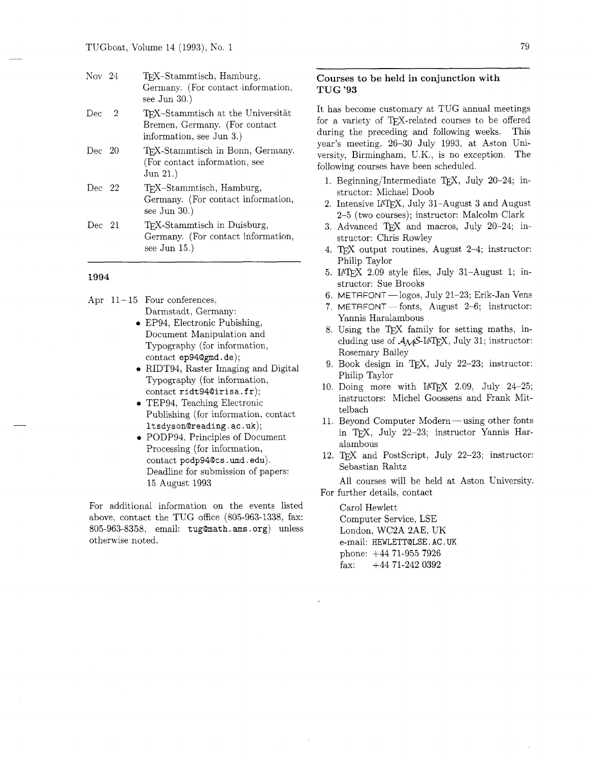| | |
|---|---|
| Nov 24 | TEX-Stammtisch, Hamburg, Germany. (For contact information, see Jun 30.) |
| Dec 2 | TEX-Stammtisch at the Universität Bremen, Germany. (For contact information, see Jun 3.) |
| Dec 20 | TEX-Stammtisch in Bonn, Germany. (For contact information, see Jun 21.) |
| Dec 22 | TEX-Stammtisch, Hamburg, Germany. (For contact information, see Jun 30.) |
| Dec 21 | TEX-Stammtisch in Duisburg, Germany. (For contact information, see Jun 15.) |

### 1994

Apr 11–15 Four conferences, Darmstadt, Germany:

- EP94, Electronic Pubishing, Document Manipulation and Typography (for information, contact ep94@gmd.de);
- RIDT94, Raster Imaging and Digital Typography (for information, contact ridt94@irisa.fr);
- TEP94, Teaching Electronic Publishing (for information, contact ltsdyson@reading.ac.uk);
- PODP94, Principles of Document Processing (for information, contact podp94@cs.umd.edu). Deadline for submission of papers: 15 August 1993

For additional information on the events listed above, contact the TUG office (805-963-1338, fax: 805-963-8358, email: tug@math.ams.org) unless otherwise noted.

## Courses to be held in conjunction with TUG '93

It has become customary at TUG annual meetings for a variety of TEX-related courses to be offered during the preceding and following weeks. This year's meeting, 26–30 July 1993, at Aston University, Birmingham, U.K., is no exception. The following courses have been scheduled.

1. Beginning/Intermediate TEX, July 20–24; instructor: Michael Doob
2. Intensive LATEX, July 31–August 3 and August 2–5 (two courses); instructor: Malcolm Clark
3. Advanced TEX and macros, July 20–24; instructor: Chris Rowley
4. TEX output routines, August 2–4; instructor: Philip Taylor
5. LATEX 2.09 style files, July 31–August 1; instructor: Sue Brooks
6. METAFONT — logos, July 21–23; Erik-Jan Vens
7. METAFONT — fonts, August 2–6; instructor: Yannis Haralambous
8. Using the TEX family for setting maths, including use of AMS-LATEX, July 31; instructor: Rosemary Bailey
9. Book design in TEX, July 22–23; instructor: Philip Taylor
10. Doing more with LATEX 2.09, July 24–25; instructors: Michel Goossens and Frank Mittelbach
11. Beyond Computer Modern — using other fonts in TEX, July 22–23; instructor Yannis Haralambous
12. TEX and PostScript, July 22–23; instructor: Sebastian Rahtz

All courses will be held at Aston University. For further details, contact

Carol Hewlett
Computer Service, LSE
London, WC2A 2AE, UK
e-mail: HEWLETT@LSE.AC.UK
phone: +44 71-955 7926
fax: +44 71-242 0392